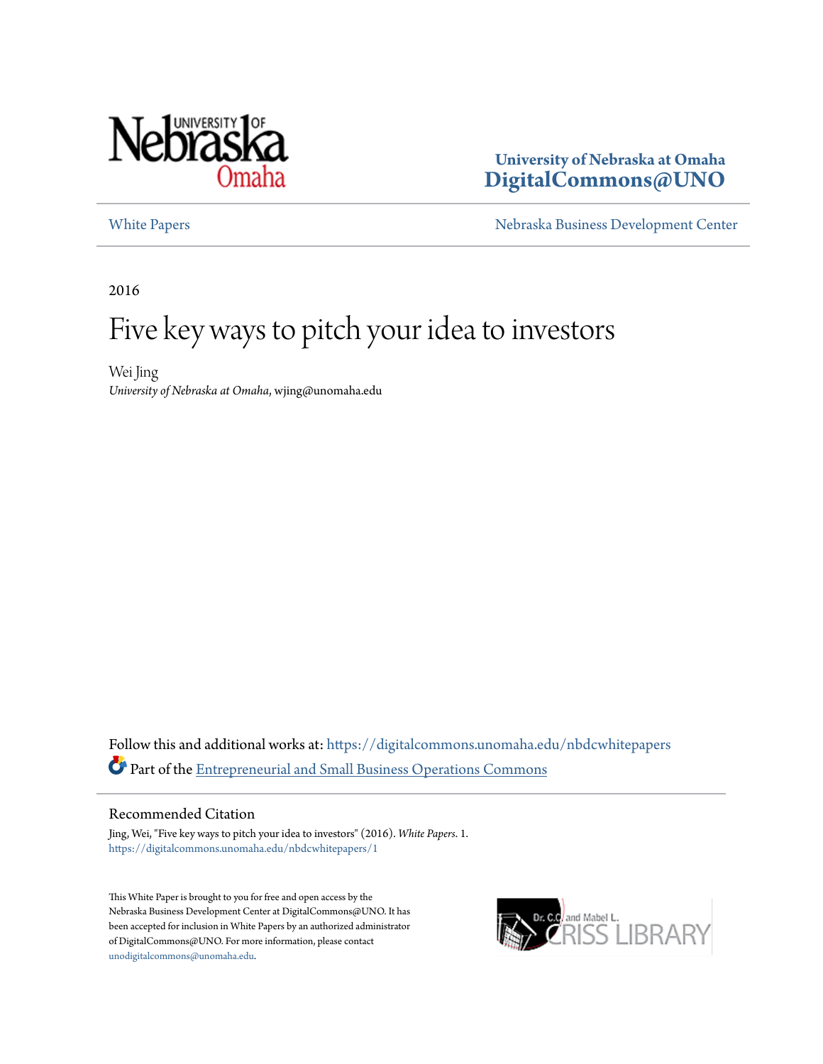University of Nebraska at Omaha
DigitalCommons@UNO

White Papers | Nebraska Business Development Center

2016

# Five key ways to pitch your idea to investors

Wei Jing
*University of Nebraska at Omaha*, wjing@unomaha.edu

Follow this and additional works at: https://digitalcommons.unomaha.edu/nbdcwhitepapers

Part of the Entrepreneurial and Small Business Operations Commons

## Recommended Citation

Jing, Wei, "Five key ways to pitch your idea to investors" (2016). *White Papers*. 1.
https://digitalcommons.unomaha.edu/nbdcwhitepapers/1

This White Paper is brought to you for free and open access by the Nebraska Business Development Center at DigitalCommons@UNO. It has been accepted for inclusion in White Papers by an authorized administrator of DigitalCommons@UNO. For more information, please contact unodigitalcommons@unomaha.edu.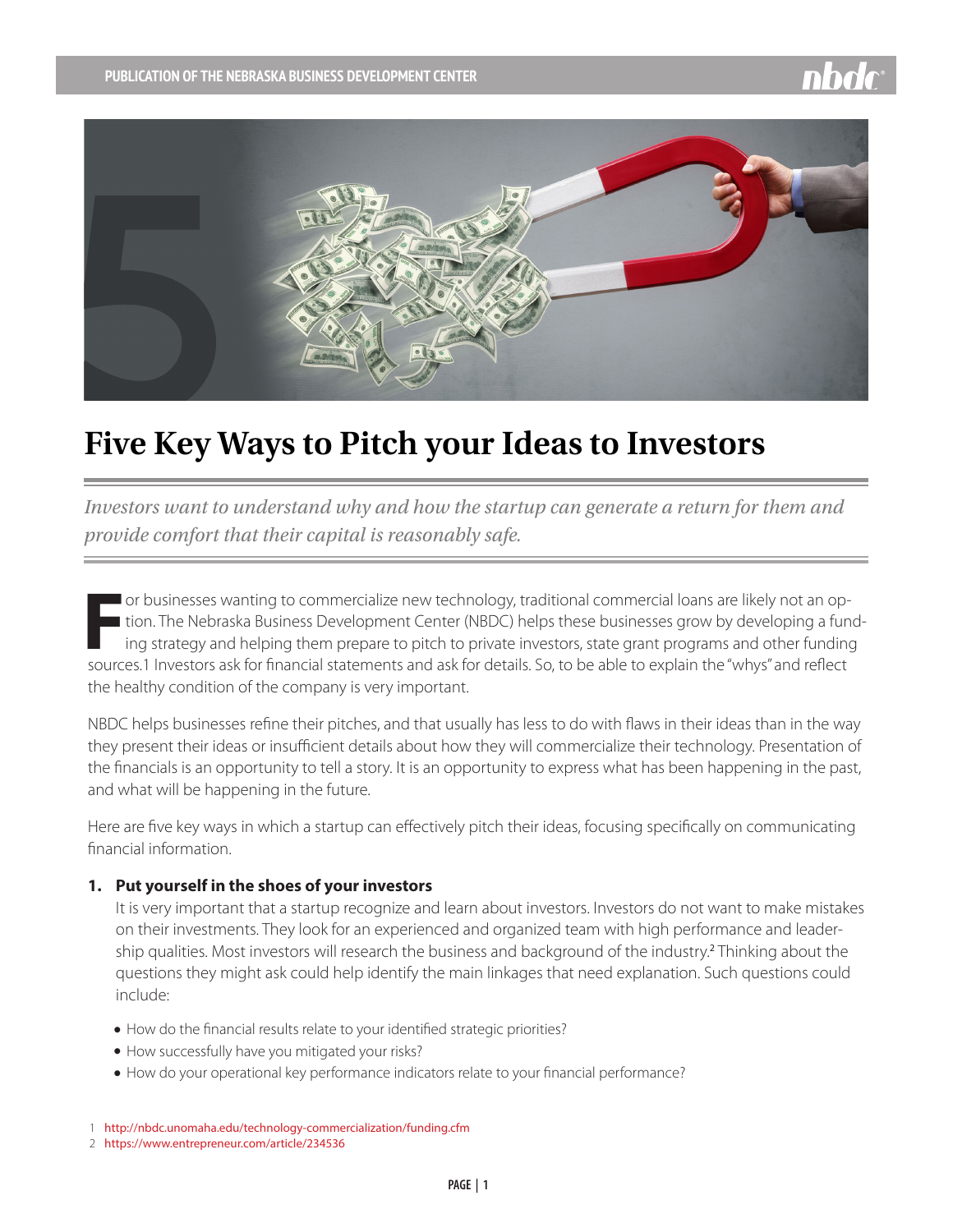# Five Key Ways to Pitch your Ideas to Investors

*Investors want to understand why and how the startup can generate a return for them and provide comfort that their capital is reasonably safe.*

For businesses wanting to commercialize new technology, traditional commercial loans are likely not an option. The Nebraska Business Development Center (NBDC) helps these businesses grow by developing a funding strategy and helping them prepare to pitch to private investors, state grant programs and other funding sources.[1] Investors ask for financial statements and ask for details. So, to be able to explain the "whys" and reflect the healthy condition of the company is very important.

NBDC helps businesses refine their pitches, and that usually has less to do with flaws in their ideas than in the way they present their ideas or insufficient details about how they will commercialize their technology. Presentation of the financials is an opportunity to tell a story. It is an opportunity to express what has been happening in the past, and what will be happening in the future.

Here are five key ways in which a startup can effectively pitch their ideas, focusing specifically on communicating financial information.

1. **Put yourself in the shoes of your investors**

   It is very important that a startup recognize and learn about investors. Investors do not want to make mistakes on their investments. They look for an experienced and organized team with high performance and leadership qualities. Most investors will research the business and background of the industry.[2] Thinking about the questions they might ask could help identify the main linkages that need explanation. Such questions could include:

   - How do the financial results relate to your identified strategic priorities?
   - How successfully have you mitigated your risks?
   - How do your operational key performance indicators relate to your financial performance?

1 http://nbdc.unomaha.edu/technology-commercialization/funding.cfm
2 https://www.entrepreneur.com/article/234536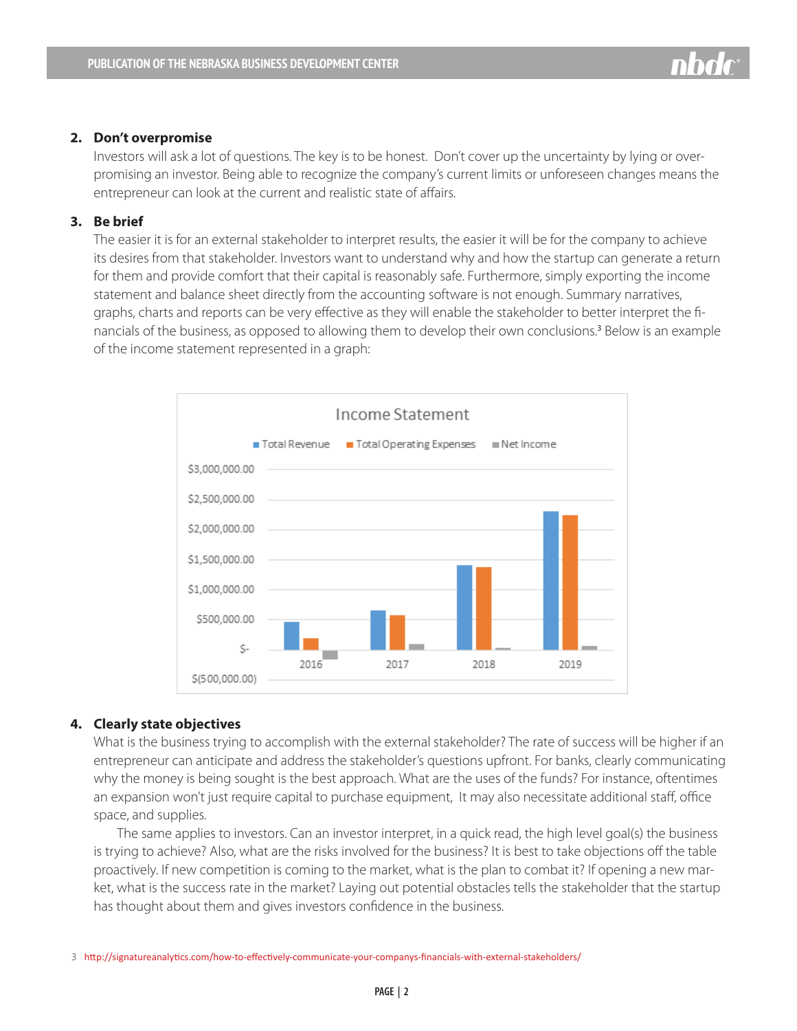2. **Don't overpromise**

   Investors will ask a lot of questions. The key is to be honest. Don't cover up the uncertainty by lying or over-promising an investor. Being able to recognize the company's current limits or unforeseen changes means the entrepreneur can look at the current and realistic state of affairs.

3. **Be brief**

   The easier it is for an external stakeholder to interpret results, the easier it will be for the company to achieve its desires from that stakeholder. Investors want to understand why and how the startup can generate a return for them and provide comfort that their capital is reasonably safe. Furthermore, simply exporting the income statement and balance sheet directly from the accounting software is not enough. Summary narratives, graphs, charts and reports can be very effective as they will enable the stakeholder to better interpret the financials of the business, as opposed to allowing them to develop their own conclusions.[3] Below is an example of the income statement represented in a graph:

   Income Statement

   Total Revenue | Total Operating Expenses | Net Income

   $3,000,000.00 / $2,500,000.00 / $2,000,000.00 / $1,500,000.00 / $1,000,000.00 / $500,000.00 / $- / $(500,000.00)

   2016 | 2017 | 2018 | 2019

4. **Clearly state objectives**

   What is the business trying to accomplish with the external stakeholder? The rate of success will be higher if an entrepreneur can anticipate and address the stakeholder's questions upfront. For banks, clearly communicating why the money is being sought is the best approach. What are the uses of the funds? For instance, oftentimes an expansion won't just require capital to purchase equipment, It may also necessitate additional staff, office space, and supplies.

   The same applies to investors. Can an investor interpret, in a quick read, the high level goal(s) the business is trying to achieve? Also, what are the risks involved for the business? It is best to take objections off the table proactively. If new competition is coming to the market, what is the plan to combat it? If opening a new market, what is the success rate in the market? Laying out potential obstacles tells the stakeholder that the startup has thought about them and gives investors confidence in the business.

[3] http://signatureanalytics.com/how-to-effectively-communicate-your-companys-financials-with-external-stakeholders/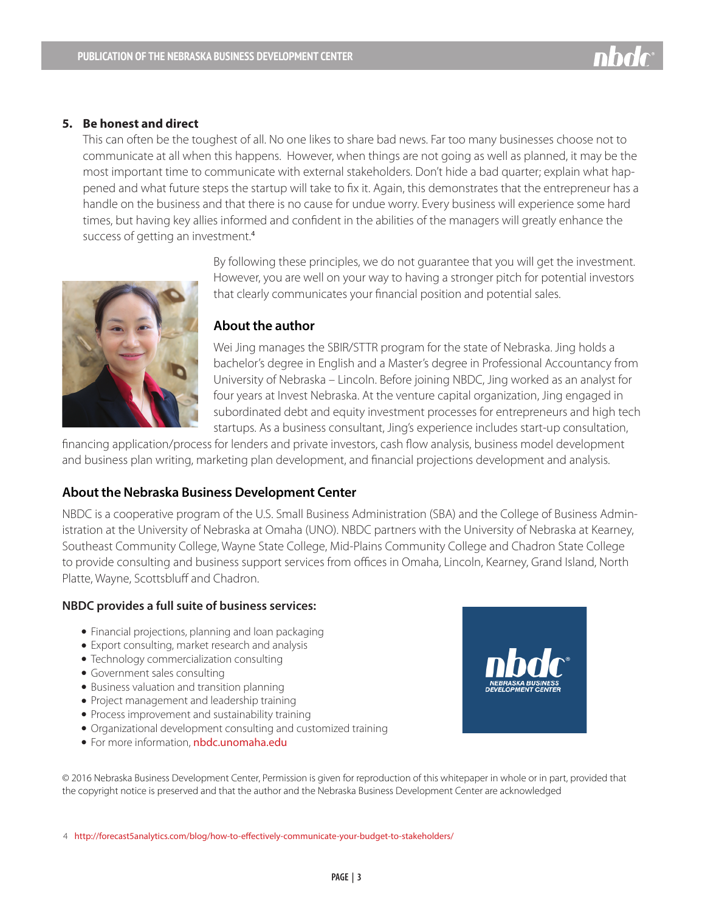5. **Be honest and direct**
   This can often be the toughest of all. No one likes to share bad news. Far too many businesses choose not to communicate at all when this happens. However, when things are not going as well as planned, it may be the most important time to communicate with external stakeholders. Don't hide a bad quarter; explain what happened and what future steps the startup will take to fix it. Again, this demonstrates that the entrepreneur has a handle on the business and that there is no cause for undue worry. Every business will experience some hard times, but having key allies informed and confident in the abilities of the managers will greatly enhance the success of getting an investment.[4]

By following these principles, we do not guarantee that you will get the investment. However, you are well on your way to having a stronger pitch for potential investors that clearly communicates your financial position and potential sales.

## About the author

Wei Jing manages the SBIR/STTR program for the state of Nebraska. Jing holds a bachelor's degree in English and a Master's degree in Professional Accountancy from University of Nebraska – Lincoln. Before joining NBDC, Jing worked as an analyst for four years at Invest Nebraska. At the venture capital organization, Jing engaged in subordinated debt and equity investment processes for entrepreneurs and high tech startups. As a business consultant, Jing's experience includes start-up consultation, financing application/process for lenders and private investors, cash flow analysis, business model development and business plan writing, marketing plan development, and financial projections development and analysis.

## About the Nebraska Business Development Center

NBDC is a cooperative program of the U.S. Small Business Administration (SBA) and the College of Business Administration at the University of Nebraska at Omaha (UNO). NBDC partners with the University of Nebraska at Kearney, Southeast Community College, Wayne State College, Mid-Plains Community College and Chadron State College to provide consulting and business support services from offices in Omaha, Lincoln, Kearney, Grand Island, North Platte, Wayne, Scottsbluff and Chadron.

### NBDC provides a full suite of business services:

- Financial projections, planning and loan packaging
- Export consulting, market research and analysis
- Technology commercialization consulting
- Government sales consulting
- Business valuation and transition planning
- Project management and leadership training
- Process improvement and sustainability training
- Organizational development consulting and customized training
- For more information, nbdc.unomaha.edu

nbdc®
NEBRASKA BUSINESS DEVELOPMENT CENTER

© 2016 Nebraska Business Development Center, Permission is given for reproduction of this whitepaper in whole or in part, provided that the copyright notice is preserved and that the author and the Nebraska Business Development Center are acknowledged

4 http://forecast5analytics.com/blog/how-to-effectively-communicate-your-budget-to-stakeholders/